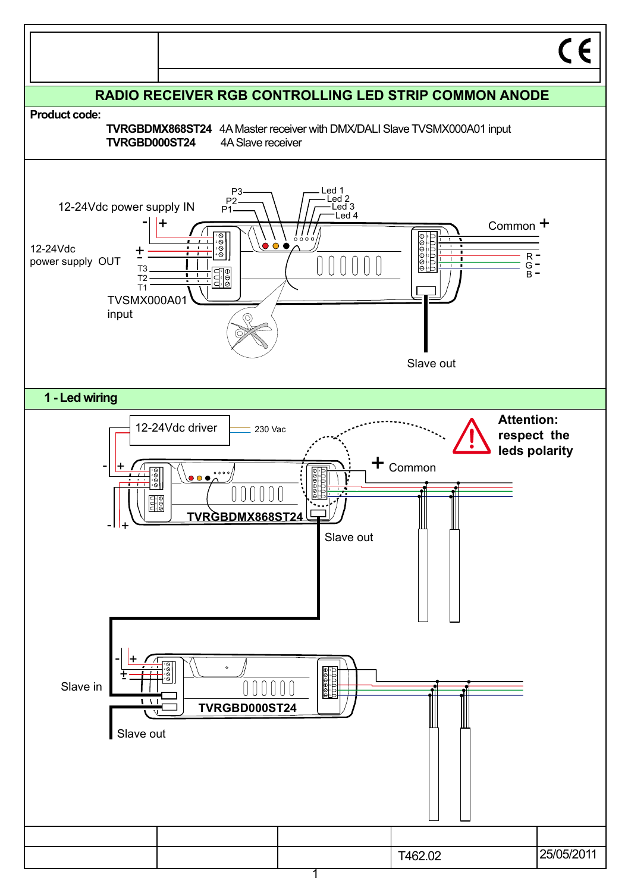# RADIO RECEIVER RGB CONTROLLING LED STRIP COMMON ANODE

**Product code:**

| | |
|---|---|
| **TVRGBDMX868ST24** | 4A Master receiver with DMX/DALI Slave TVSMX000A01 input |
| **TVRGBD000ST24** | 4A Slave receiver |

12-24Vdc power supply IN

- +

12-24Vdc power supply OUT

+ -

T3 T2 T1

TVSMX000A01 input

P3 P2 P1

Led 1 Led 2 Led 3 Led 4

Common +

R - G - B -

Slave out

## 1 - Led wiring

12-24Vdc driver

230 Vac

**Attention: respect the leds polarity**

+ Common

- +

**TVRGBDMX868ST24**

Slave out

- +

Slave in

**TVRGBD000ST24**

Slave out

| | | | | |
|---|---|---|---|---|
| | | | T462.02 | 25/05/2011 |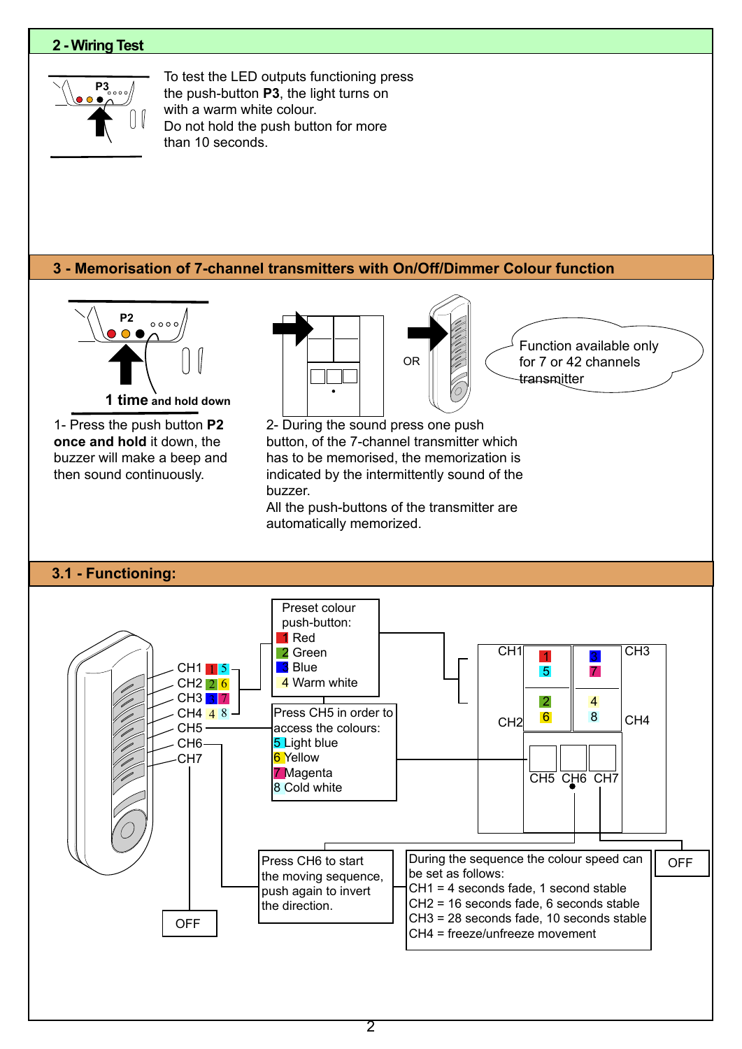## 2 - Wiring Test

P3

To test the LED outputs functioning press the push-button **P3**, the light turns on with a warm white colour.
Do not hold the push button for more than 10 seconds.

## 3 - Memorisation of 7-channel transmitters with On/Off/Dimmer Colour function

P2

**1 time and hold down**

1- Press the push button **P2** **once and hold** it down, the buzzer will make a beep and then sound continuously.

OR

Function available only for 7 or 42 channels transmitter

2- During the sound press one push button, of the 7-channel transmitter which has to be memorised, the memorization is indicated by the intermittently sound of the buzzer.
All the push-buttons of the transmitter are automatically memorized.

## 3.1 - Functioning:

CH1 1 5
CH2 2 6
CH3 3 7
CH4 4 8
CH5
CH6
CH7

Preset colour push-button:
1 Red
2 Green
3 Blue
4 Warm white

Press CH5 in order to access the colours:
5 Light blue
6 Yellow
7 Magenta
8 Cold white

CH1 1 5
CH2 2 6
CH3 3 7
CH4 4 8
CH5 CH6 CH7

Press CH6 to start the moving sequence, push again to invert the direction.

During the sequence the colour speed can be set as follows:
CH1 = 4 seconds fade, 1 second stable
CH2 = 16 seconds fade, 6 seconds stable
CH3 = 28 seconds fade, 10 seconds stable
CH4 = freeze/unfreeze movement

OFF

OFF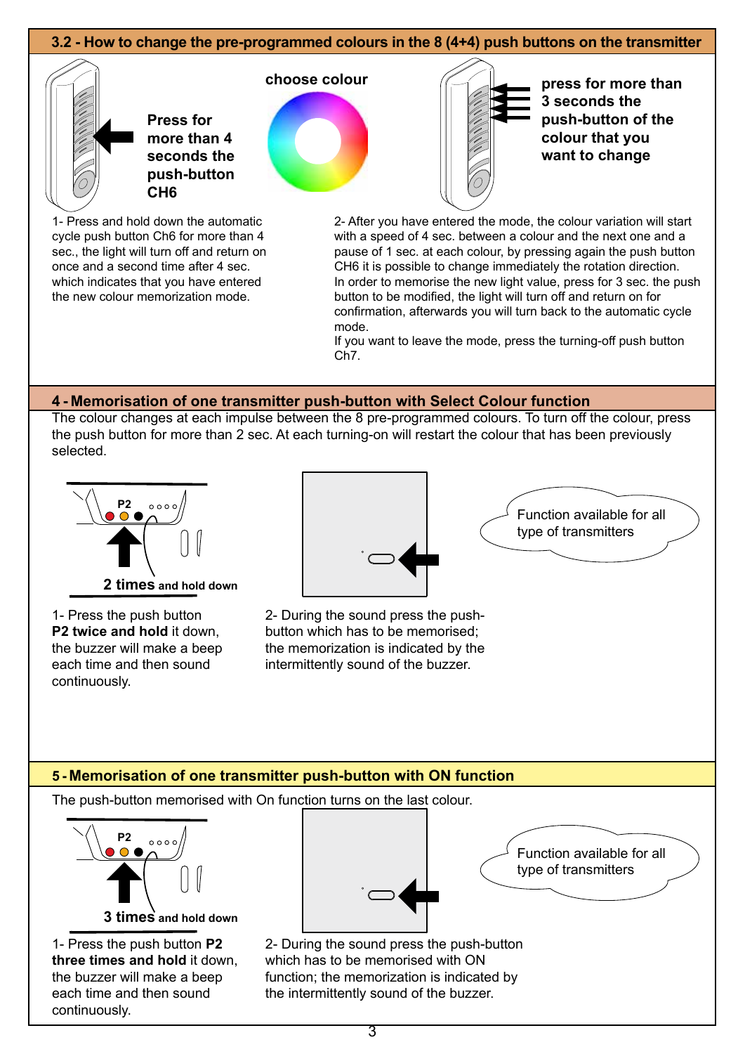## 3.2 - How to change the pre-programmed colours in the 8 (4+4) push buttons on the transmitter

**Press for more than 4 seconds the push-button CH6**

**choose colour**

**press for more than 3 seconds the push-button of the colour that you want to change**

1- Press and hold down the automatic cycle push button Ch6 for more than 4 sec., the light will turn off and return on once and a second time after 4 sec. which indicates that you have entered the new colour memorization mode.

2- After you have entered the mode, the colour variation will start with a speed of 4 sec. between a colour and the next one and a pause of 1 sec. at each colour, by pressing again the push button CH6 it is possible to change immediately the rotation direction.
In order to memorise the new light value, press for 3 sec. the push button to be modified, the light will turn off and return on for confirmation, afterwards you will turn back to the automatic cycle mode.
If you want to leave the mode, press the turning-off push button Ch7.

## 4 - Memorisation of one transmitter push-button with Select Colour function

The colour changes at each impulse between the 8 pre-programmed colours. To turn off the colour, press the push button for more than 2 sec. At each turning-on will restart the colour that has been previously selected.

P2

**2 times** **and hold down**

Function available for all type of transmitters

1- Press the push button **P2 twice and hold** it down, the buzzer will make a beep each time and then sound continuously.

2- During the sound press the push-button which has to be memorised; the memorization is indicated by the intermittently sound of the buzzer.

## 5 - Memorisation of one transmitter push-button with ON function

The push-button memorised with On function turns on the last colour.

P2

**3 times** **and hold down**

Function available for all type of transmitters

1- Press the push button **P2 three times and hold** it down, the buzzer will make a beep each time and then sound continuously.

2- During the sound press the push-button which has to be memorised with ON function; the memorization is indicated by the intermittently sound of the buzzer.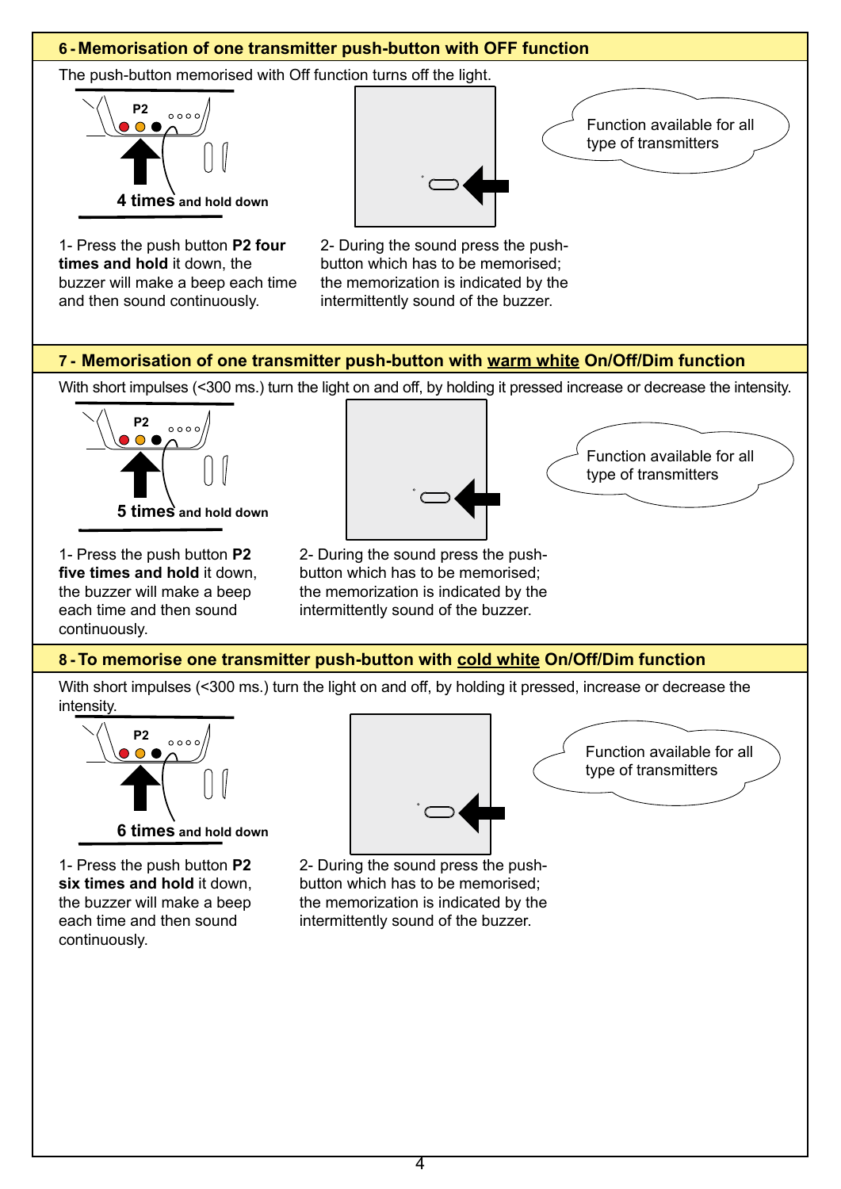## 6 - Memorisation of one transmitter push-button with OFF function

The push-button memorised with Off function turns off the light.

P2

**4 times** **and hold down**

Function available for all type of transmitters

1- Press the push button **P2 four times and hold** it down, the buzzer will make a beep each time and then sound continuously.

2- During the sound press the push-button which has to be memorised; the memorization is indicated by the intermittently sound of the buzzer.

## 7 - Memorisation of one transmitter push-button with warm white On/Off/Dim function

With short impulses (<300 ms.) turn the light on and off, by holding it pressed increase or decrease the intensity.

P2

**5 times** **and hold down**

Function available for all type of transmitters

1- Press the push button **P2 five times and hold** it down, the buzzer will make a beep each time and then sound continuously.

2- During the sound press the push-button which has to be memorised; the memorization is indicated by the intermittently sound of the buzzer.

## 8 - To memorise one transmitter push-button with cold white On/Off/Dim function

With short impulses (<300 ms.) turn the light on and off, by holding it pressed, increase or decrease the intensity.

P2

**6 times** **and hold down**

Function available for all type of transmitters

1- Press the push button **P2 six times and hold** it down, the buzzer will make a beep each time and then sound continuously.

2- During the sound press the push-button which has to be memorised; the memorization is indicated by the intermittently sound of the buzzer.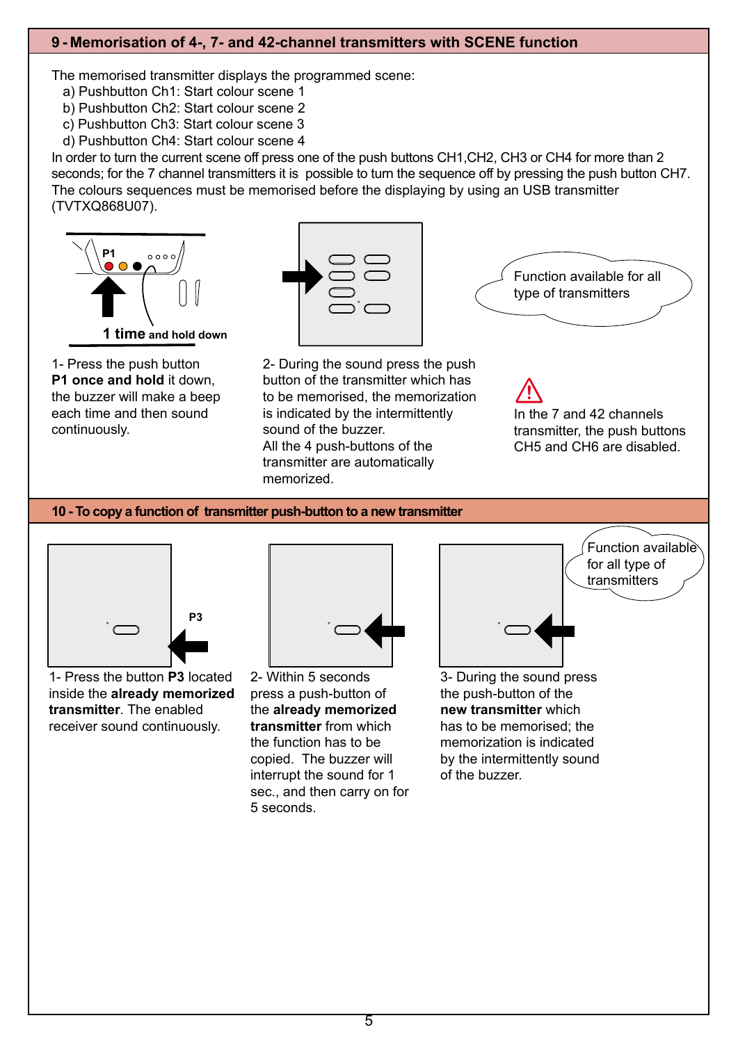## 9 - Memorisation of 4-, 7- and 42-channel transmitters with SCENE function

The memorised transmitter displays the programmed scene:

a) Pushbutton Ch1: Start colour scene 1
b) Pushbutton Ch2: Start colour scene 2
c) Pushbutton Ch3: Start colour scene 3
d) Pushbutton Ch4: Start colour scene 4

In order to turn the current scene off press one of the push buttons CH1,CH2, CH3 or CH4 for more than 2 seconds; for the 7 channel transmitters it is possible to turn the sequence off by pressing the push button CH7.
The colours sequences must be memorised before the displaying by using an USB transmitter (TVTXQ868U07).

P1

1 time and hold down

Function available for all type of transmitters

1- Press the push button **P1 once and hold** it down, the buzzer will make a beep each time and then sound continuously.

2- During the sound press the push button of the transmitter which has to be memorised, the memorization is indicated by the intermittently sound of the buzzer.
All the 4 push-buttons of the transmitter are automatically memorized.

⚠ In the 7 and 42 channels transmitter, the push buttons CH5 and CH6 are disabled.

## 10 - To copy a function of transmitter push-button to a new transmitter

P3

Function available for all type of transmitters

1- Press the button **P3** located inside the **already memorized transmitter**. The enabled receiver sound continuously.

2- Within 5 seconds press a push-button of the **already memorized transmitter** from which the function has to be copied. The buzzer will interrupt the sound for 1 sec., and then carry on for 5 seconds.

3- During the sound press the push-button of the **new transmitter** which has to be memorised; the memorization is indicated by the intermittently sound of the buzzer.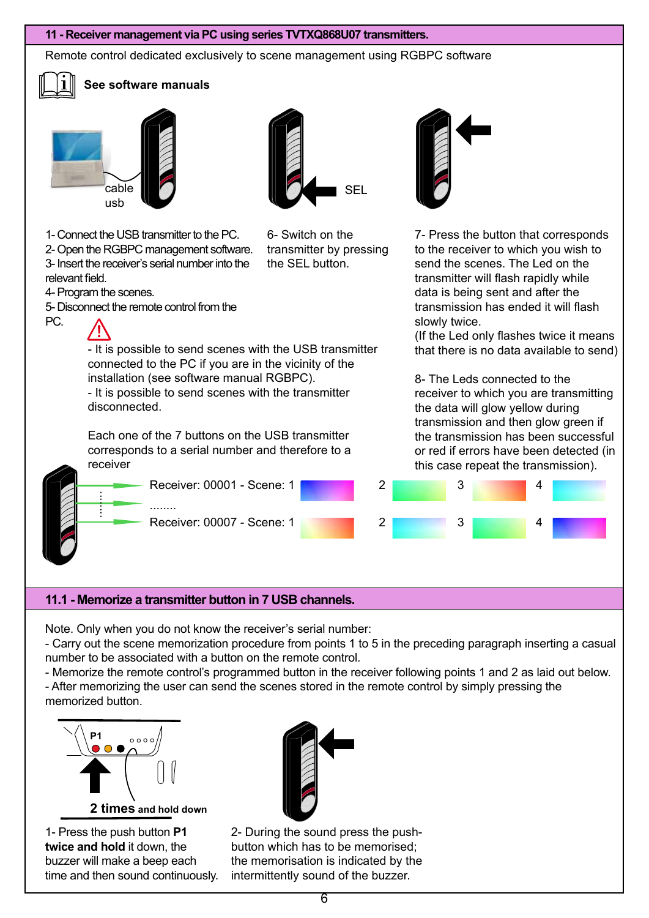## 11 - Receiver management via PC using series TVTXQ868U07 transmitters.

Remote control dedicated exclusively to scene management using RGBPC software

**See software manuals**

cable usb

SEL

1- Connect the USB transmitter to the PC.
2- Open the RGBPC management software.
3- Insert the receiver's serial number into the relevant field.
4- Program the scenes.
5- Disconnect the remote control from the PC.

6- Switch on the transmitter by pressing the SEL button.

7- Press the button that corresponds to the receiver to which you wish to send the scenes. The Led on the transmitter will flash rapidly while data is being sent and after the transmission has ended it will flash slowly twice.
(If the Led only flashes twice it means that there is no data available to send)

- It is possible to send scenes with the USB transmitter connected to the PC if you are in the vicinity of the installation (see software manual RGBPC).
- It is possible to send scenes with the transmitter disconnected.

Each one of the 7 buttons on the USB transmitter corresponds to a serial number and therefore to a receiver

8- The Leds connected to the receiver to which you are transmitting the data will glow yellow during transmission and then glow green if the transmission has been successful or red if errors have been detected (in this case repeat the transmission).

Receiver: 00001 - Scene: 1 2 3 4
........
Receiver: 00007 - Scene: 1 2 3 4

## 11.1 - Memorize a transmitter button in 7 USB channels.

Note. Only when you do not know the receiver's serial number:
- Carry out the scene memorization procedure from points 1 to 5 in the preceding paragraph inserting a casual number to be associated with a button on the remote control.
- Memorize the remote control's programmed button in the receiver following points 1 and 2 as laid out below.
- After memorizing the user can send the scenes stored in the remote control by simply pressing the memorized button.

P1

**2 times and hold down**

1- Press the push button **P1 twice and hold** it down, the buzzer will make a beep each time and then sound continuously.

2- During the sound press the push-button which has to be memorised; the memorisation is indicated by the intermittently sound of the buzzer.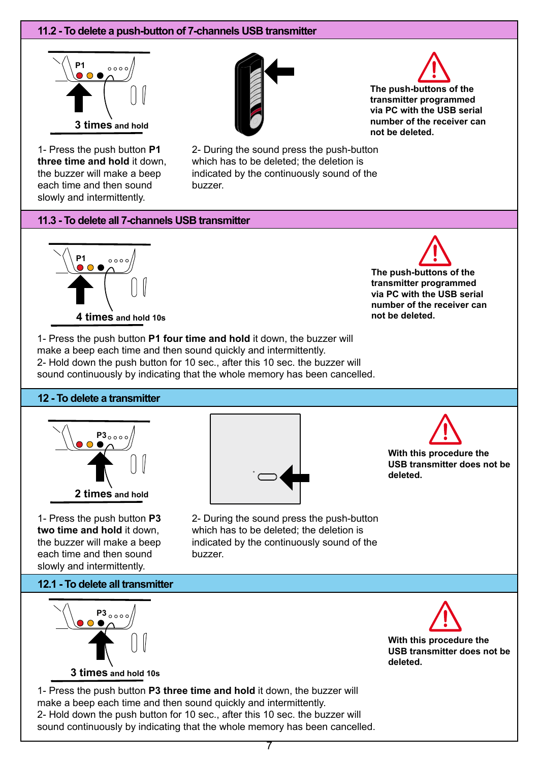## 11.2 - To delete a push-button of 7-channels USB transmitter

P1

**3 times** **and hold**

1- Press the push button **P1** **three time and hold** it down, the buzzer will make a beep each time and then sound slowly and intermittently.

2- During the sound press the push-button which has to be deleted; the deletion is indicated by the continuously sound of the buzzer.

**The push-buttons of the transmitter programmed via PC with the USB serial number of the receiver can not be deleted.**

## 11.3 - To delete all 7-channels USB transmitter

P1

**4 times** **and hold 10s**

1- Press the push button **P1 four time and hold** it down, the buzzer will make a beep each time and then sound quickly and intermittently.
2- Hold down the push button for 10 sec., after this 10 sec. the buzzer will sound continuously by indicating that the whole memory has been cancelled.

**The push-buttons of the transmitter programmed via PC with the USB serial number of the receiver can not be deleted.**

## 12 - To delete a transmitter

P3

**2 times** **and hold**

1- Press the push button **P3** **two time and hold** it down, the buzzer will make a beep each time and then sound slowly and intermittently.

2- During the sound press the push-button which has to be deleted; the deletion is indicated by the continuously sound of the buzzer.

**With this procedure the USB transmitter does not be deleted.**

## 12.1 - To delete all transmitter

P3

**3 times** **and hold 10s**

1- Press the push button **P3 three time and hold** it down, the buzzer will make a beep each time and then sound quickly and intermittently.
2- Hold down the push button for 10 sec., after this 10 sec. the buzzer will sound continuously by indicating that the whole memory has been cancelled.

**With this procedure the USB transmitter does not be deleted.**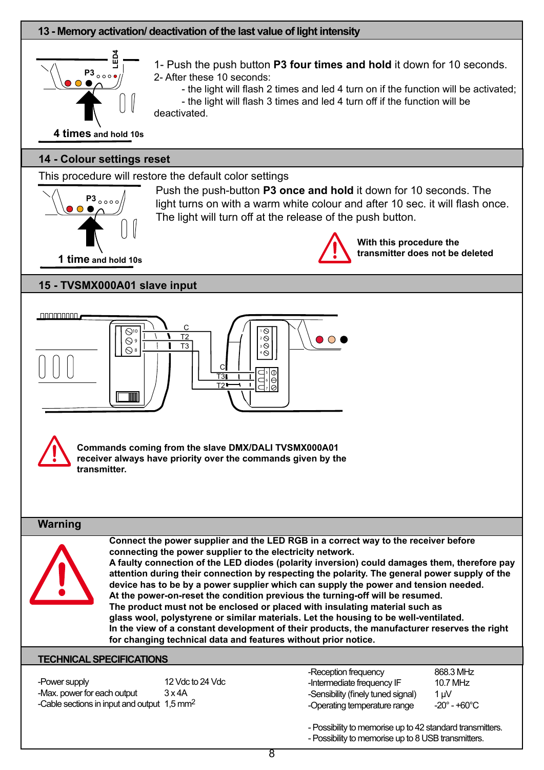## 13 - Memory activation/ deactivation of the last value of light intensity

P3 LED4

4 times and hold 10s

1- Push the push button **P3 four times and hold** it down for 10 seconds.
2- After these 10 seconds:
- the light will flash 2 times and led 4 turn on if the function will be activated;
- the light will flash 3 times and led 4 turn off if the function will be deactivated.

## 14 - Colour settings reset

This procedure will restore the default color settings

P3

1 time and hold 10s

Push the push-button **P3 once and hold** it down for 10 seconds. The light turns on with a warm white colour and after 10 sec. it will flash once. The light will turn off at the release of the push button.

**With this procedure the transmitter does not be deleted**

## 15 - TVSMX000A01 slave input

C
T2
T3
C
T3
T2

**Commands coming from the slave DMX/DALI TVSMX000A01 receiver always have priority over the commands given by the transmitter.**

## Warning

**Connect the power supplier and the LED RGB in a correct way to the receiver before connecting the power supplier to the electricity network.**
**A faulty connection of the LED diodes (polarity inversion) could damages them, therefore pay attention during their connection by respecting the polarity. The general power supply of the device has to be by a power supplier which can supply the power and tension needed.**
**At the power-on-reset the condition previous the turning-off will be resumed.**
**The product must not be enclosed or placed with insulating material such as glass wool, polystyrene or similar materials. Let the housing to be well-ventilated.**
**In the view of a constant development of their products, the manufacturer reserves the right for changing technical data and features without prior notice.**

## TECHNICAL SPECIFICATIONS

| | |
|---|---|
| -Power supply | 12 Vdc to 24 Vdc |
| -Max. power for each output | 3 x 4A |
| -Cable sections in input and output | 1,5 mm$^2$ |
| -Reception frequency | 868.3 MHz |
| -Intermediate frequency IF | 10.7 MHz |
| -Sensibility (finely tuned signal) | 1 µV |
| -Operating temperature range | -20° - +60°C |

- Possibility to memorise up to 42 standard transmitters.
- Possibility to memorise up to 8 USB transmitters.